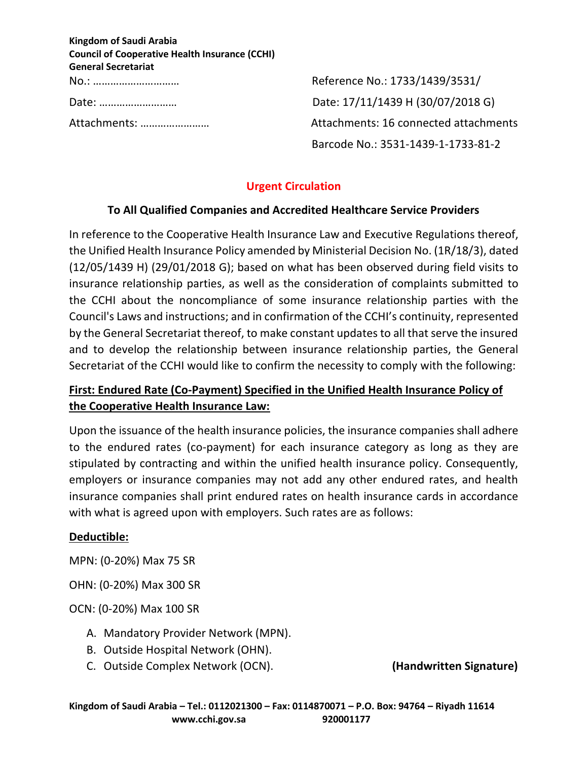**Kingdom of Saudi Arabia**
**Council of Cooperative Health Insurance (CCHI)**
**General Secretariat**

No.: ……………………… | Reference No.: 1733/1439/3531/

Date: ……………………… | Date: 17/11/1439 H (30/07/2018 G)

Attachments: …………………… | Attachments: 16 connected attachments

Barcode No.: 3531-1439-1-1733-81-2

## Urgent Circulation

### To All Qualified Companies and Accredited Healthcare Service Providers

In reference to the Cooperative Health Insurance Law and Executive Regulations thereof, the Unified Health Insurance Policy amended by Ministerial Decision No. (1R/18/3), dated (12/05/1439 H) (29/01/2018 G); based on what has been observed during field visits to insurance relationship parties, as well as the consideration of complaints submitted to the CCHI about the noncompliance of some insurance relationship parties with the Council's Laws and instructions; and in confirmation of the CCHI's continuity, represented by the General Secretariat thereof, to make constant updates to all that serve the insured and to develop the relationship between insurance relationship parties, the General Secretariat of the CCHI would like to confirm the necessity to comply with the following:

**<u>First: Endured Rate (Co-Payment) Specified in the Unified Health Insurance Policy of the Cooperative Health Insurance Law:</u>**

Upon the issuance of the health insurance policies, the insurance companies shall adhere to the endured rates (co-payment) for each insurance category as long as they are stipulated by contracting and within the unified health insurance policy. Consequently, employers or insurance companies may not add any other endured rates, and health insurance companies shall print endured rates on health insurance cards in accordance with what is agreed upon with employers. Such rates are as follows:

**<u>Deductible:</u>**

MPN: (0-20%) Max 75 SR

OHN: (0-20%) Max 300 SR

OCN: (0-20%) Max 100 SR

A. Mandatory Provider Network (MPN).
B. Outside Hospital Network (OHN).
C. Outside Complex Network (OCN).

**(Handwritten Signature)**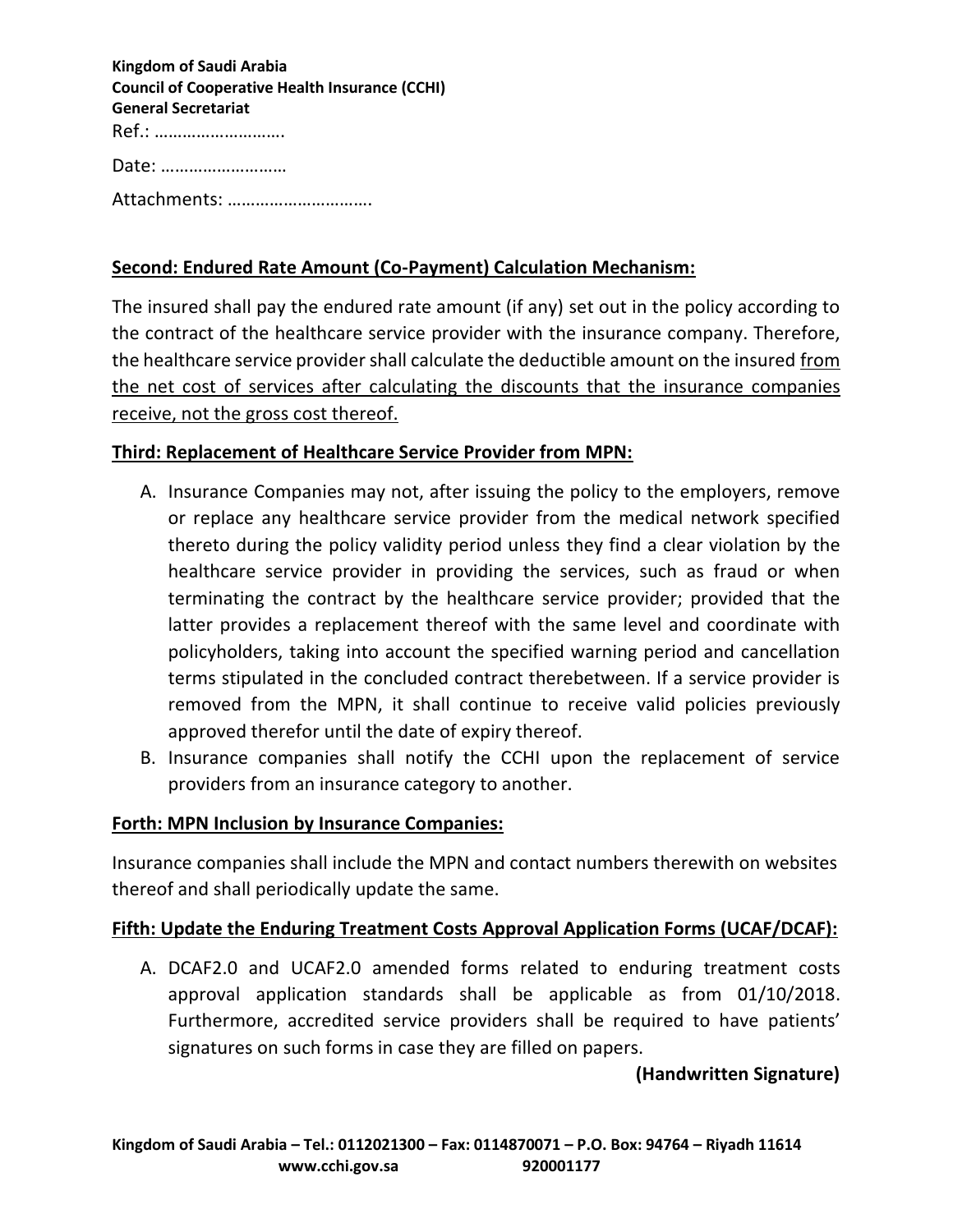**Kingdom of Saudi Arabia**
**Council of Cooperative Health Insurance (CCHI)**
**General Secretariat**
Ref.: ……………………….

Date: ………………………

Attachments: …………………………

## Second: Endured Rate Amount (Co-Payment) Calculation Mechanism:

The insured shall pay the endured rate amount (if any) set out in the policy according to the contract of the healthcare service provider with the insurance company. Therefore, the healthcare service provider shall calculate the deductible amount on the insured <u>from the net cost of services after calculating the discounts that the insurance companies receive, not the gross cost thereof.</u>

## Third: Replacement of Healthcare Service Provider from MPN:

A. Insurance Companies may not, after issuing the policy to the employers, remove or replace any healthcare service provider from the medical network specified thereto during the policy validity period unless they find a clear violation by the healthcare service provider in providing the services, such as fraud or when terminating the contract by the healthcare service provider; provided that the latter provides a replacement thereof with the same level and coordinate with policyholders, taking into account the specified warning period and cancellation terms stipulated in the concluded contract therebetween. If a service provider is removed from the MPN, it shall continue to receive valid policies previously approved therefor until the date of expiry thereof.
B. Insurance companies shall notify the CCHI upon the replacement of service providers from an insurance category to another.

## Forth: MPN Inclusion by Insurance Companies:

Insurance companies shall include the MPN and contact numbers therewith on websites thereof and shall periodically update the same.

## Fifth: Update the Enduring Treatment Costs Approval Application Forms (UCAF/DCAF):

A. DCAF2.0 and UCAF2.0 amended forms related to enduring treatment costs approval application standards shall be applicable as from 01/10/2018. Furthermore, accredited service providers shall be required to have patients' signatures on such forms in case they are filled on papers.

**(Handwritten Signature)**

**Kingdom of Saudi Arabia – Tel.: 0112021300 – Fax: 0114870071 – P.O. Box: 94764 – Riyadh 11614**
**www.cchi.gov.sa 920001177**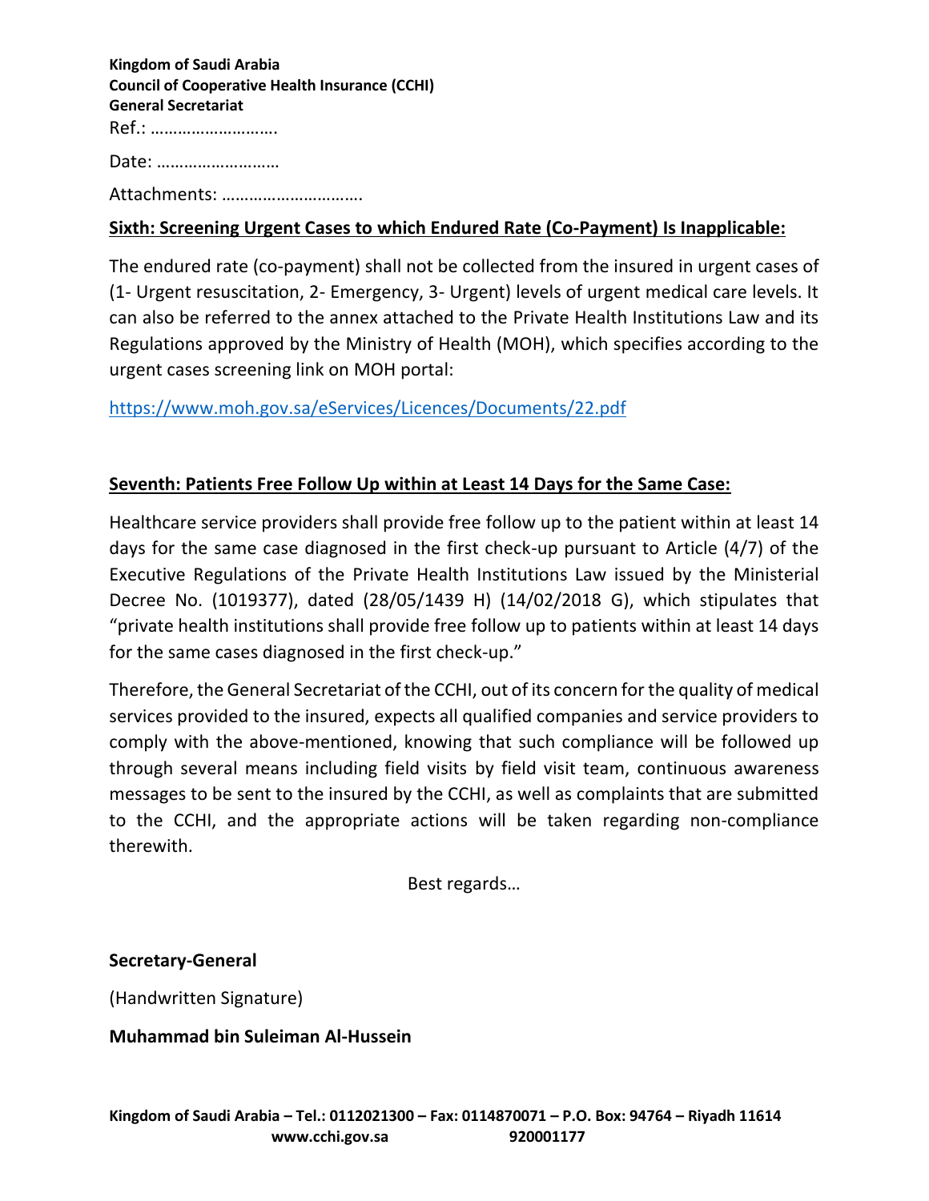**Kingdom of Saudi Arabia**
**Council of Cooperative Health Insurance (CCHI)**
**General Secretariat**

Ref.: ……………………….

Date: ………………………

Attachments: ………………………….

## Sixth: Screening Urgent Cases to which Endured Rate (Co-Payment) Is Inapplicable:

The endured rate (co-payment) shall not be collected from the insured in urgent cases of (1- Urgent resuscitation, 2- Emergency, 3- Urgent) levels of urgent medical care levels. It can also be referred to the annex attached to the Private Health Institutions Law and its Regulations approved by the Ministry of Health (MOH), which specifies according to the urgent cases screening link on MOH portal:

https://www.moh.gov.sa/eServices/Licences/Documents/22.pdf

## Seventh: Patients Free Follow Up within at Least 14 Days for the Same Case:

Healthcare service providers shall provide free follow up to the patient within at least 14 days for the same case diagnosed in the first check-up pursuant to Article (4/7) of the Executive Regulations of the Private Health Institutions Law issued by the Ministerial Decree No. (1019377), dated (28/05/1439 H) (14/02/2018 G), which stipulates that "private health institutions shall provide free follow up to patients within at least 14 days for the same cases diagnosed in the first check-up."

Therefore, the General Secretariat of the CCHI, out of its concern for the quality of medical services provided to the insured, expects all qualified companies and service providers to comply with the above-mentioned, knowing that such compliance will be followed up through several means including field visits by field visit team, continuous awareness messages to be sent to the insured by the CCHI, as well as complaints that are submitted to the CCHI, and the appropriate actions will be taken regarding non-compliance therewith.

Best regards…

**Secretary-General**

(Handwritten Signature)

**Muhammad bin Suleiman Al-Hussein**

**Kingdom of Saudi Arabia – Tel.: 0112021300 – Fax: 0114870071 – P.O. Box: 94764 – Riyadh 11614**
**www.cchi.gov.sa 920001177**